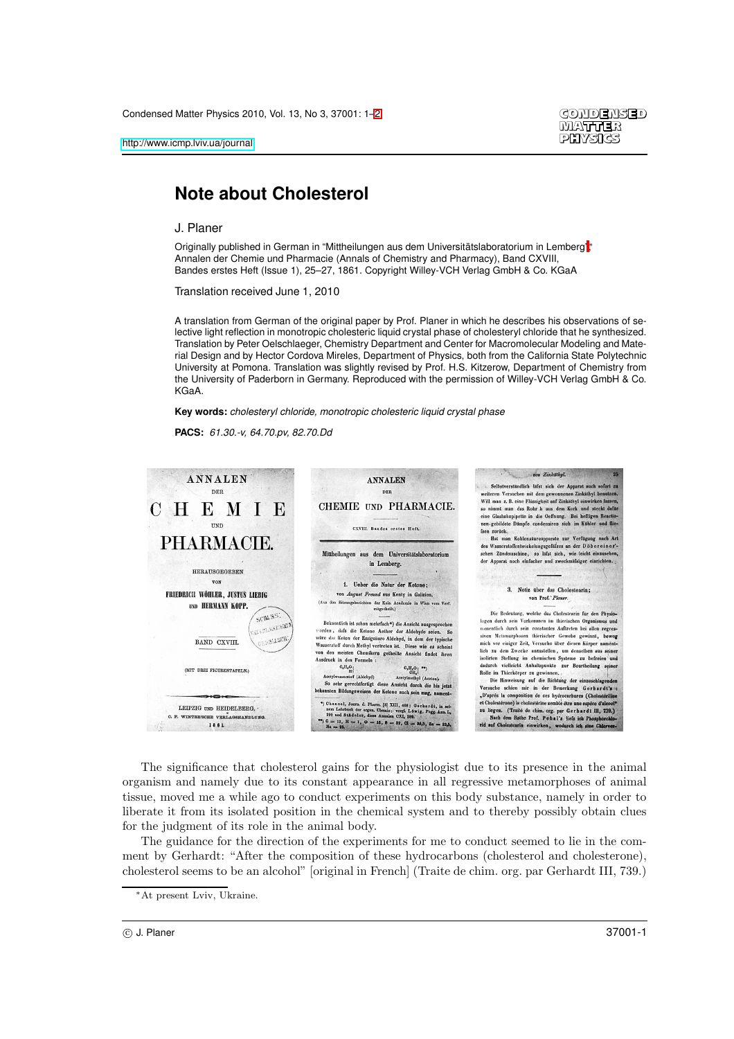# Note about Cholesterol

J. Planer

Originally published in German in "Mittheilungen aus dem Universitätslaboratorium in Lemberg"*  
Annalen der Chemie und Pharmacie (Annals of Chemistry and Pharmacy), Band CXVIII,  
Bandes erstes Heft (Issue 1), 25–27, 1861. Copyright Willey-VCH Verlag GmbH & Co. KGaA

Translation received June 1, 2010

A translation from German of the original paper by Prof. Planer in which he describes his observations of selective light reflection in monotropic cholesteric liquid crystal phase of cholesteryl chloride that he synthesized. Translation by Peter Oelschlaeger, Chemistry Department and Center for Macromolecular Modeling and Material Design and by Hector Cordova Mireles, Department of Physics, both from the California State Polytechnic University at Pomona. Translation was slightly revised by Prof. H.S. Kitzerow, Department of Chemistry from the University of Paderborn in Germany. Reproduced with the permission of Willey-VCH Verlag GmbH & Co. KGaA.

**Key words:** *cholesteryl chloride, monotropic cholesteric liquid crystal phase*

**PACS:** *61.30.-v, 64.70.pv, 82.70.Dd*

The significance that cholesterol gains for the physiologist due to its presence in the animal organism and namely due to its constant appearance in all regressive metamorphoses of animal tissue, moved me a while ago to conduct experiments on this body substance, namely in order to liberate it from its isolated position in the chemical system and to thereby possibly obtain clues for the judgment of its role in the animal body.

The guidance for the direction of the experiments for me to conduct seemed to lie in the comment by Gerhardt: "After the composition of these hydrocarbons (cholesterol and cholesterone), cholesterol seems to be an alcohol" [original in French] (Traite de chim. org. par Gerhardt III, 739.)

*At present Lviv, Ukraine.

© J. Planer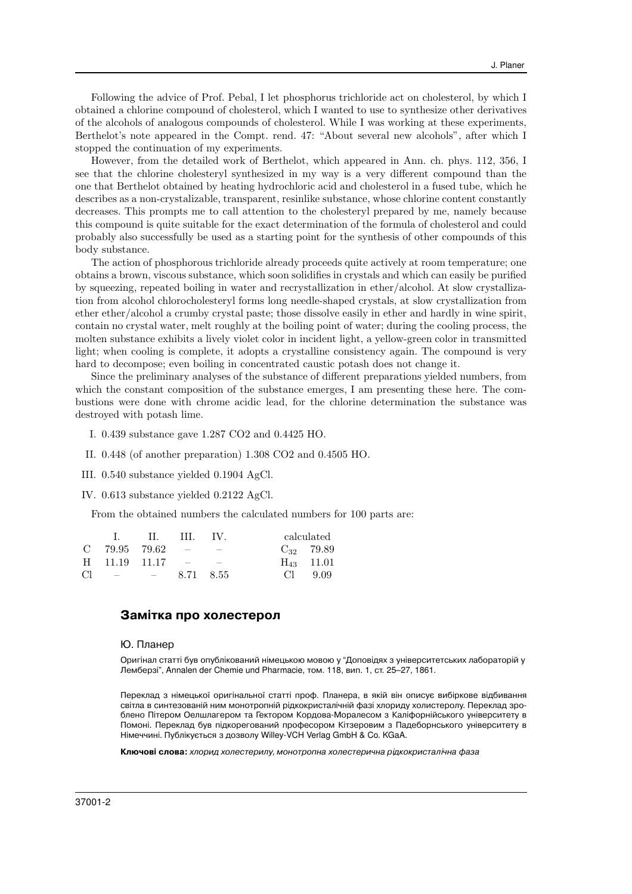Following the advice of Prof. Pebal, I let phosphorus trichloride act on cholesterol, by which I obtained a chlorine compound of cholesterol, which I wanted to use to synthesize other derivatives of the alcohols of analogous compounds of cholesterol. While I was working at these experiments, Berthelot's note appeared in the Compt. rend. 47: "About several new alcohols", after which I stopped the continuation of my experiments.

However, from the detailed work of Berthelot, which appeared in Ann. ch. phys. 112, 356, I see that the chlorine cholesteryl synthesized in my way is a very different compound than the one that Berthelot obtained by heating hydrochloric acid and cholesterol in a fused tube, which he describes as a non-crystalizable, transparent, resinlike substance, whose chlorine content constantly decreases. This prompts me to call attention to the cholesteryl prepared by me, namely because this compound is quite suitable for the exact determination of the formula of cholesterol and could probably also successfully be used as a starting point for the synthesis of other compounds of this body substance.

The action of phosphorous trichloride already proceeds quite actively at room temperature; one obtains a brown, viscous substance, which soon solidifies in crystals and which can easily be purified by squeezing, repeated boiling in water and recrystallization in ether/alcohol. At slow crystallization from alcohol chlorocholesteryl forms long needle-shaped crystals, at slow crystallization from ether ether/alcohol a crumby crystal paste; those dissolve easily in ether and hardly in wine spirit, contain no crystal water, melt roughly at the boiling point of water; during the cooling process, the molten substance exhibits a lively violet color in incident light, a yellow-green color in transmitted light; when cooling is complete, it adopts a crystalline consistency again. The compound is very hard to decompose; even boiling in concentrated caustic potash does not change it.

Since the preliminary analyses of the substance of different preparations yielded numbers, from which the constant composition of the substance emerges, I am presenting these here. The combustions were done with chrome acidic lead, for the chlorine determination the substance was destroyed with potash lime.

I. 0.439 substance gave 1.287 CO2 and 0.4425 HO.

II. 0.448 (of another preparation) 1.308 CO2 and 0.4505 HO.

III. 0.540 substance yielded 0.1904 AgCl.

IV. 0.613 substance yielded 0.2122 AgCl.

From the obtained numbers the calculated numbers for 100 parts are:

| | I. | II. | III. | IV. | calculated | |
|---|---|---|---|---|---|---|
| C | 79.95 | 79.62 | – | – | $C_{32}$ | 79.89 |
| H | 11.19 | 11.17 | – | – | $H_{43}$ | 11.01 |
| Cl | – | – | 8.71 | 8.55 | Cl | 9.09 |

## Замітка про холестерол

Ю. Планер

Оригінал статті був опублікований німецькою мовою у "Доповідях з університетських лабораторій у Лемберзі", Annalen der Chemie und Pharmacie, том. 118, вип. 1, ст. 25–27, 1861.

Переклад з німецької оригінальної статті проф. Планера, в якій він описує вибіркове відбивання світла в синтезованій ним монотропній рідкокристалічній фазі хлориду холестеролу. Переклад зроблено Пітером Оелшлагером та Гектором Кордова-Моралесом з Каліфорнійського університету в Помоні. Переклад був підкорегований професором Кітзеровим з Падеборнського університету в Німеччині. Публікується з дозволу Willey-VCH Verlag GmbH & Co. KGaA.

**Ключові слова:** *хлорид холестерилу, монотропна холестерична рідкокристалічна фаза*